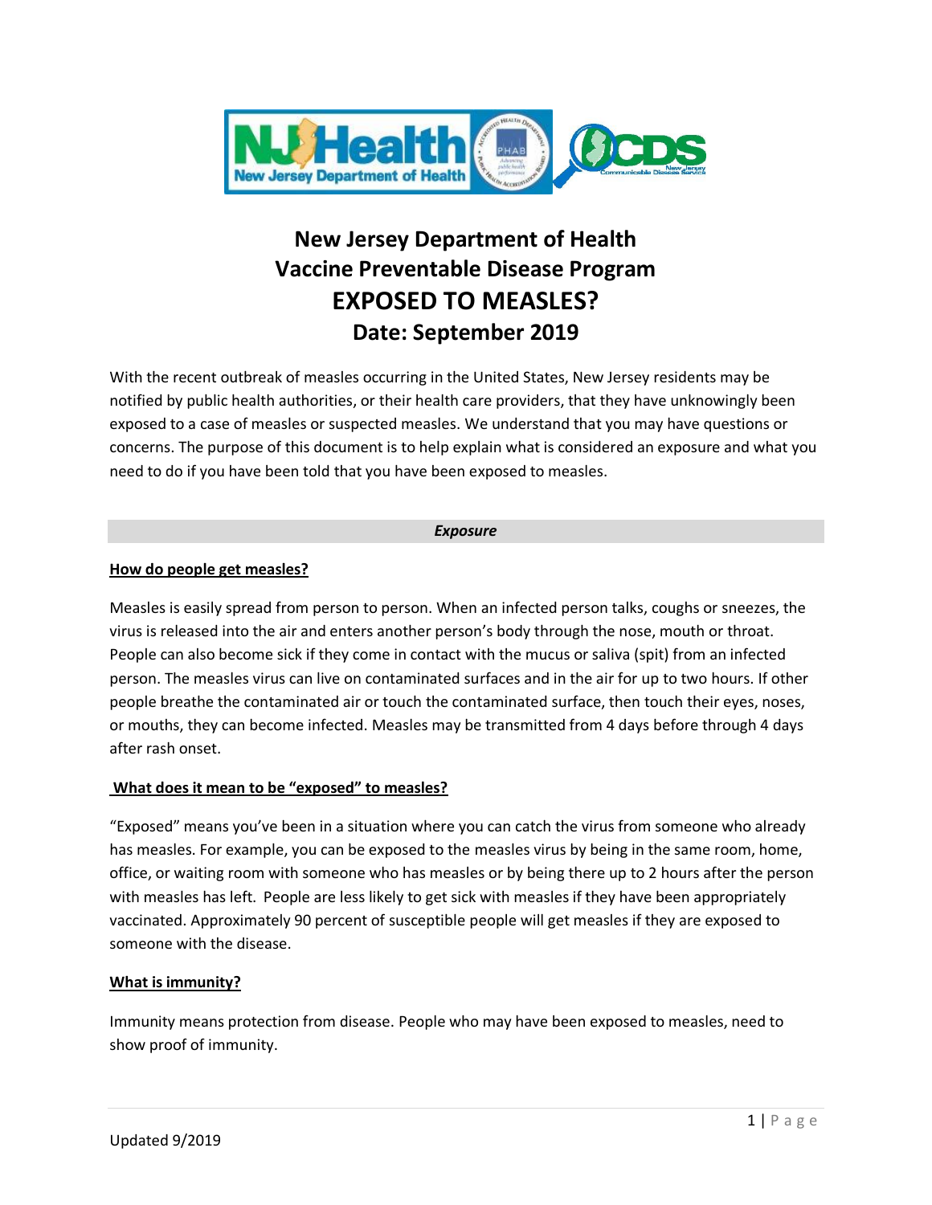# New Jersey Department of Health
# Vaccine Preventable Disease Program
# EXPOSED TO MEASLES?
## Date: September 2019

With the recent outbreak of measles occurring in the United States, New Jersey residents may be notified by public health authorities, or their health care providers, that they have unknowingly been exposed to a case of measles or suspected measles. We understand that you may have questions or concerns. The purpose of this document is to help explain what is considered an exposure and what you need to do if you have been told that you have been exposed to measles.

### *Exposure*

**How do people get measles?**

Measles is easily spread from person to person. When an infected person talks, coughs or sneezes, the virus is released into the air and enters another person's body through the nose, mouth or throat. People can also become sick if they come in contact with the mucus or saliva (spit) from an infected person. The measles virus can live on contaminated surfaces and in the air for up to two hours. If other people breathe the contaminated air or touch the contaminated surface, then touch their eyes, noses, or mouths, they can become infected. Measles may be transmitted from 4 days before through 4 days after rash onset.

**What does it mean to be "exposed" to measles?**

"Exposed" means you've been in a situation where you can catch the virus from someone who already has measles. For example, you can be exposed to the measles virus by being in the same room, home, office, or waiting room with someone who has measles or by being there up to 2 hours after the person with measles has left. People are less likely to get sick with measles if they have been appropriately vaccinated. Approximately 90 percent of susceptible people will get measles if they are exposed to someone with the disease.

**What is immunity?**

Immunity means protection from disease. People who may have been exposed to measles, need to show proof of immunity.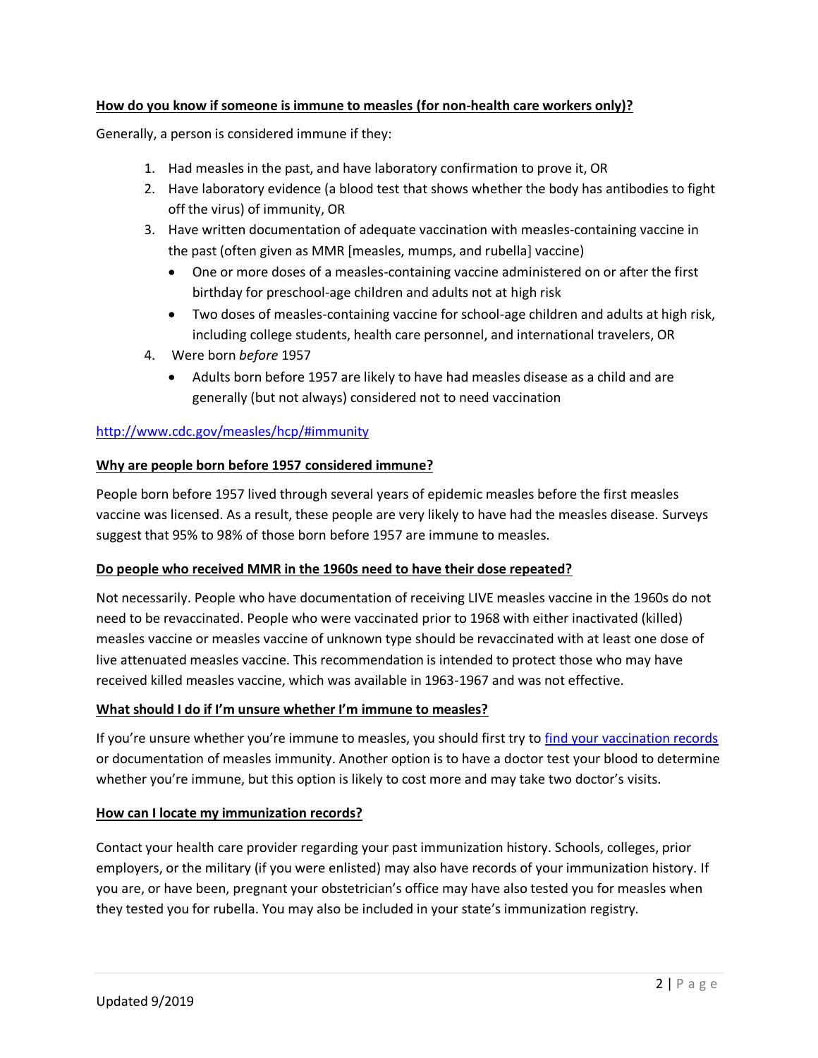**<u>How do you know if someone is immune to measles (for non-health care workers only)?</u>**

Generally, a person is considered immune if they:

1. Had measles in the past, and have laboratory confirmation to prove it, OR
2. Have laboratory evidence (a blood test that shows whether the body has antibodies to fight off the virus) of immunity, OR
3. Have written documentation of adequate vaccination with measles-containing vaccine in the past (often given as MMR [measles, mumps, and rubella] vaccine)
   - One or more doses of a measles-containing vaccine administered on or after the first birthday for preschool-age children and adults not at high risk
   - Two doses of measles-containing vaccine for school-age children and adults at high risk, including college students, health care personnel, and international travelers, OR
4. Were born *before* 1957
   - Adults born before 1957 are likely to have had measles disease as a child and are generally (but not always) considered not to need vaccination

[http://www.cdc.gov/measles/hcp/#immunity](http://www.cdc.gov/measles/hcp/#immunity)

**<u>Why are people born before 1957 considered immune?</u>**

People born before 1957 lived through several years of epidemic measles before the first measles vaccine was licensed. As a result, these people are very likely to have had the measles disease. Surveys suggest that 95% to 98% of those born before 1957 are immune to measles.

**<u>Do people who received MMR in the 1960s need to have their dose repeated?</u>**

Not necessarily. People who have documentation of receiving LIVE measles vaccine in the 1960s do not need to be revaccinated. People who were vaccinated prior to 1968 with either inactivated (killed) measles vaccine or measles vaccine of unknown type should be revaccinated with at least one dose of live attenuated measles vaccine. This recommendation is intended to protect those who may have received killed measles vaccine, which was available in 1963-1967 and was not effective.

**<u>What should I do if I'm unsure whether I'm immune to measles?</u>**

If you're unsure whether you're immune to measles, you should first try to find your vaccination records or documentation of measles immunity. Another option is to have a doctor test your blood to determine whether you're immune, but this option is likely to cost more and may take two doctor's visits.

**<u>How can I locate my immunization records?</u>**

Contact your health care provider regarding your past immunization history. Schools, colleges, prior employers, or the military (if you were enlisted) may also have records of your immunization history. If you are, or have been, pregnant your obstetrician's office may have also tested you for measles when they tested you for rubella. You may also be included in your state's immunization registry.

Updated 9/2019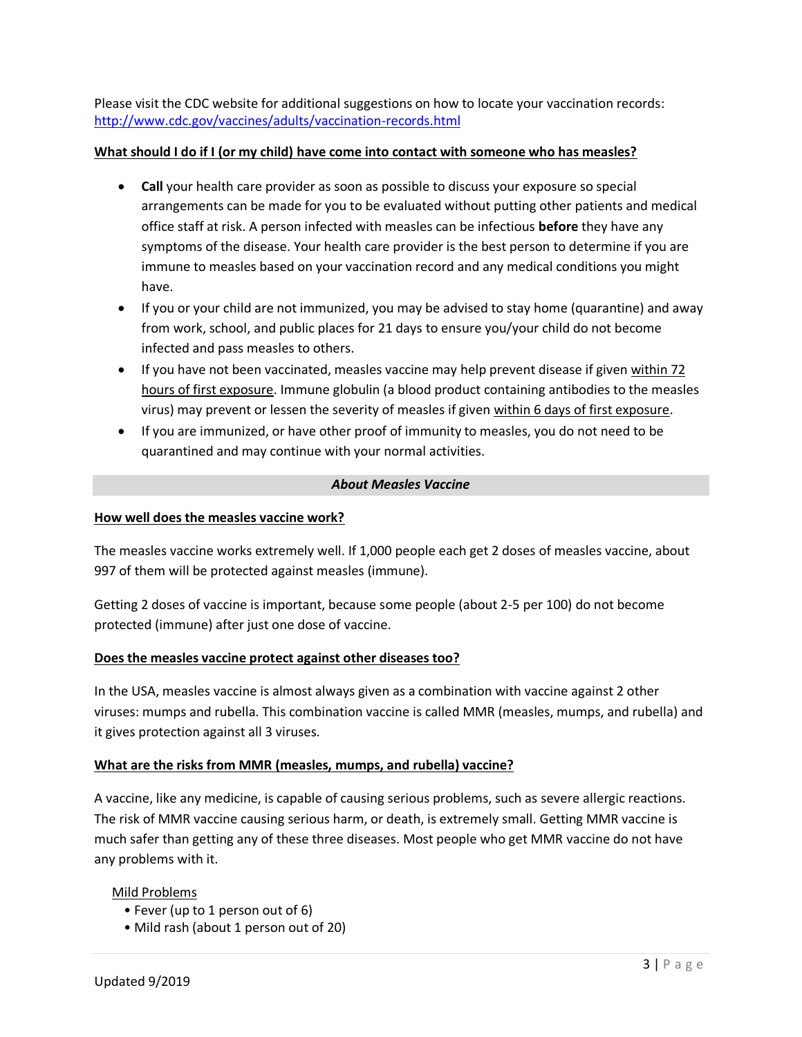Please visit the CDC website for additional suggestions on how to locate your vaccination records: [http://www.cdc.gov/vaccines/adults/vaccination-records.html](http://www.cdc.gov/vaccines/adults/vaccination-records.html)

### What should I do if I (or my child) have come into contact with someone who has measles?

- **Call** your health care provider as soon as possible to discuss your exposure so special arrangements can be made for you to be evaluated without putting other patients and medical office staff at risk. A person infected with measles can be infectious **before** they have any symptoms of the disease. Your health care provider is the best person to determine if you are immune to measles based on your vaccination record and any medical conditions you might have.
- If you or your child are not immunized, you may be advised to stay home (quarantine) and away from work, school, and public places for 21 days to ensure you/your child do not become infected and pass measles to others.
- If you have not been vaccinated, measles vaccine may help prevent disease if given within 72 hours of first exposure. Immune globulin (a blood product containing antibodies to the measles virus) may prevent or lessen the severity of measles if given within 6 days of first exposure.
- If you are immunized, or have other proof of immunity to measles, you do not need to be quarantined and may continue with your normal activities.

## *About Measles Vaccine*

### How well does the measles vaccine work?

The measles vaccine works extremely well. If 1,000 people each get 2 doses of measles vaccine, about 997 of them will be protected against measles (immune).

Getting 2 doses of vaccine is important, because some people (about 2-5 per 100) do not become protected (immune) after just one dose of vaccine.

### Does the measles vaccine protect against other diseases too?

In the USA, measles vaccine is almost always given as a combination with vaccine against 2 other viruses: mumps and rubella. This combination vaccine is called MMR (measles, mumps, and rubella) and it gives protection against all 3 viruses.

### What are the risks from MMR (measles, mumps, and rubella) vaccine?

A vaccine, like any medicine, is capable of causing serious problems, such as severe allergic reactions. The risk of MMR vaccine causing serious harm, or death, is extremely small. Getting MMR vaccine is much safer than getting any of these three diseases. Most people who get MMR vaccine do not have any problems with it.

Mild Problems

- Fever (up to 1 person out of 6)
- Mild rash (about 1 person out of 20)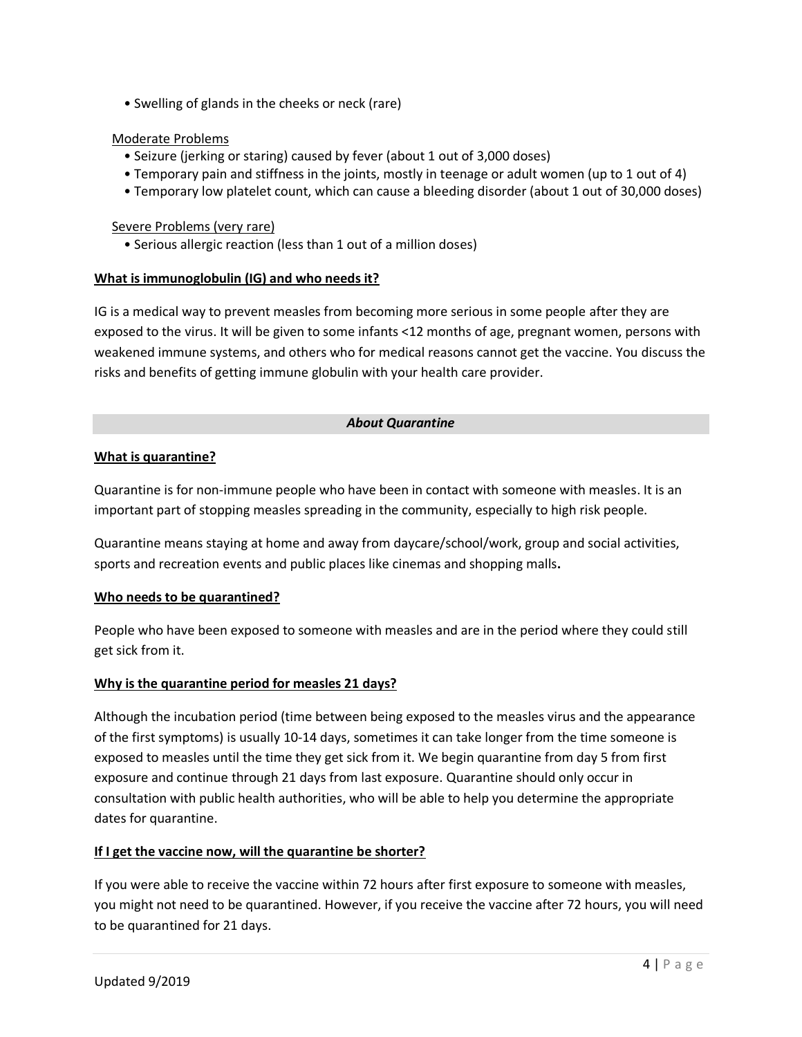- Swelling of glands in the cheeks or neck (rare)

Moderate Problems

- Seizure (jerking or staring) caused by fever (about 1 out of 3,000 doses)
- Temporary pain and stiffness in the joints, mostly in teenage or adult women (up to 1 out of 4)
- Temporary low platelet count, which can cause a bleeding disorder (about 1 out of 30,000 doses)

Severe Problems (very rare)

- Serious allergic reaction (less than 1 out of a million doses)

**What is immunoglobulin (IG) and who needs it?**

IG is a medical way to prevent measles from becoming more serious in some people after they are exposed to the virus. It will be given to some infants <12 months of age, pregnant women, persons with weakened immune systems, and others who for medical reasons cannot get the vaccine. You discuss the risks and benefits of getting immune globulin with your health care provider.

## *About Quarantine*

**What is quarantine?**

Quarantine is for non-immune people who have been in contact with someone with measles. It is an important part of stopping measles spreading in the community, especially to high risk people.

Quarantine means staying at home and away from daycare/school/work, group and social activities, sports and recreation events and public places like cinemas and shopping malls**.**

**Who needs to be quarantined?**

People who have been exposed to someone with measles and are in the period where they could still get sick from it.

**Why is the quarantine period for measles 21 days?**

Although the incubation period (time between being exposed to the measles virus and the appearance of the first symptoms) is usually 10-14 days, sometimes it can take longer from the time someone is exposed to measles until the time they get sick from it. We begin quarantine from day 5 from first exposure and continue through 21 days from last exposure. Quarantine should only occur in consultation with public health authorities, who will be able to help you determine the appropriate dates for quarantine.

**If I get the vaccine now, will the quarantine be shorter?**

If you were able to receive the vaccine within 72 hours after first exposure to someone with measles, you might not need to be quarantined. However, if you receive the vaccine after 72 hours, you will need to be quarantined for 21 days.

Updated 9/2019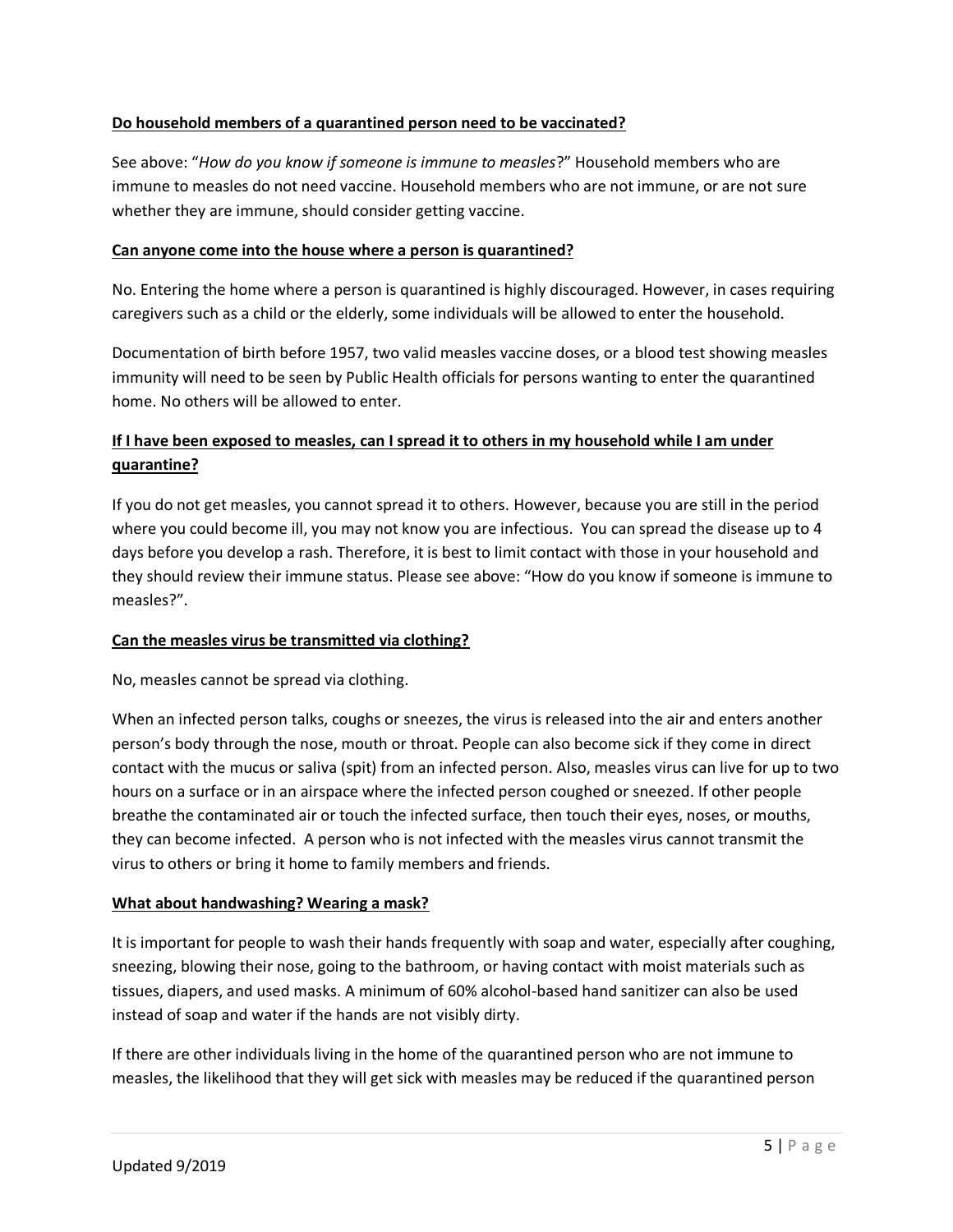**Do household members of a quarantined person need to be vaccinated?**

See above: "*How do you know if someone is immune to measles*?" Household members who are immune to measles do not need vaccine. Household members who are not immune, or are not sure whether they are immune, should consider getting vaccine.

**Can anyone come into the house where a person is quarantined?**

No. Entering the home where a person is quarantined is highly discouraged. However, in cases requiring caregivers such as a child or the elderly, some individuals will be allowed to enter the household.

Documentation of birth before 1957, two valid measles vaccine doses, or a blood test showing measles immunity will need to be seen by Public Health officials for persons wanting to enter the quarantined home. No others will be allowed to enter.

**If I have been exposed to measles, can I spread it to others in my household while I am under quarantine?**

If you do not get measles, you cannot spread it to others. However, because you are still in the period where you could become ill, you may not know you are infectious. You can spread the disease up to 4 days before you develop a rash. Therefore, it is best to limit contact with those in your household and they should review their immune status. Please see above: "How do you know if someone is immune to measles?".

**Can the measles virus be transmitted via clothing?**

No, measles cannot be spread via clothing.

When an infected person talks, coughs or sneezes, the virus is released into the air and enters another person's body through the nose, mouth or throat. People can also become sick if they come in direct contact with the mucus or saliva (spit) from an infected person. Also, measles virus can live for up to two hours on a surface or in an airspace where the infected person coughed or sneezed. If other people breathe the contaminated air or touch the infected surface, then touch their eyes, noses, or mouths, they can become infected. A person who is not infected with the measles virus cannot transmit the virus to others or bring it home to family members and friends.

**What about handwashing? Wearing a mask?**

It is important for people to wash their hands frequently with soap and water, especially after coughing, sneezing, blowing their nose, going to the bathroom, or having contact with moist materials such as tissues, diapers, and used masks. A minimum of 60% alcohol-based hand sanitizer can also be used instead of soap and water if the hands are not visibly dirty.

If there are other individuals living in the home of the quarantined person who are not immune to measles, the likelihood that they will get sick with measles may be reduced if the quarantined person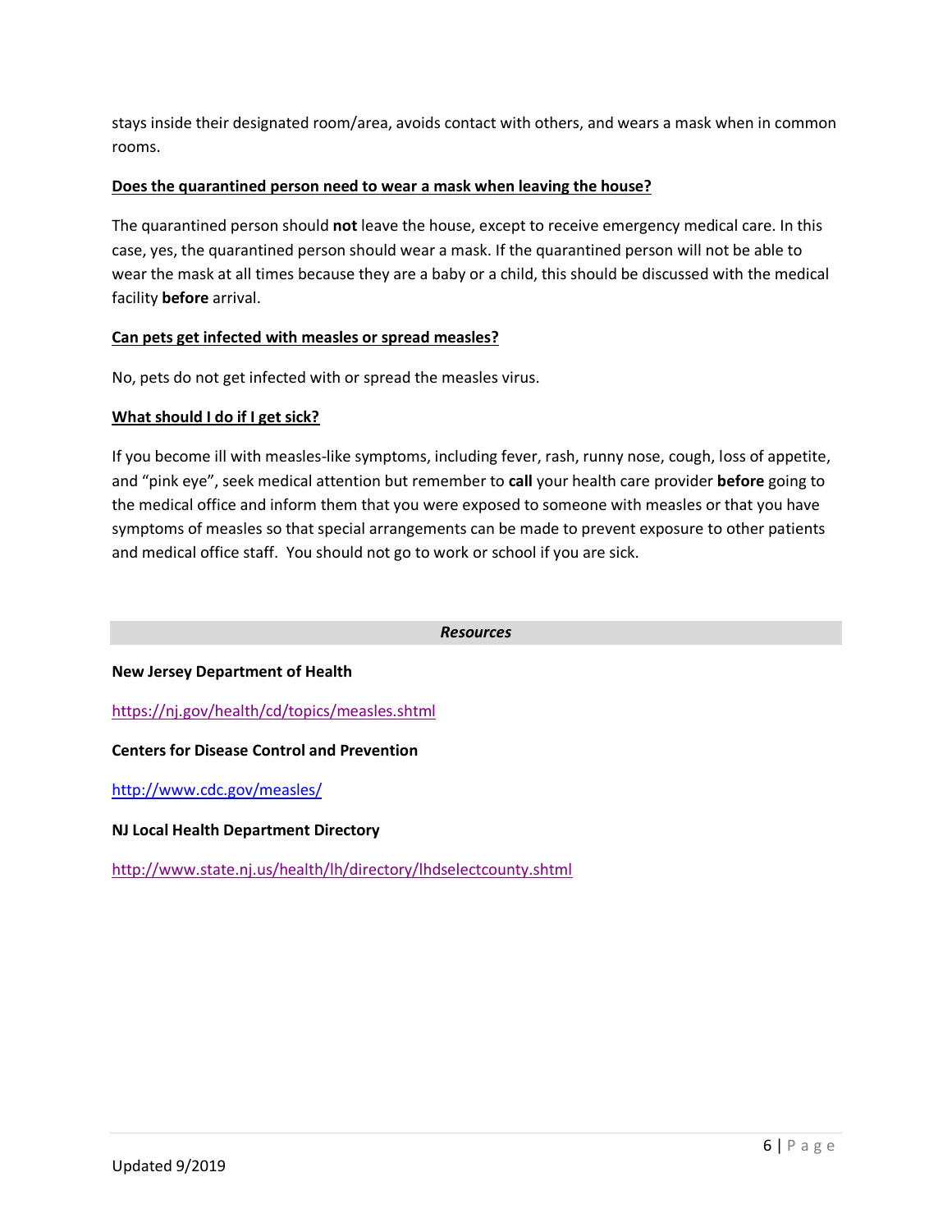stays inside their designated room/area, avoids contact with others, and wears a mask when in common rooms.

**Does the quarantined person need to wear a mask when leaving the house?**

The quarantined person should **not** leave the house, except to receive emergency medical care. In this case, yes, the quarantined person should wear a mask. If the quarantined person will not be able to wear the mask at all times because they are a baby or a child, this should be discussed with the medical facility **before** arrival.

**Can pets get infected with measles or spread measles?**

No, pets do not get infected with or spread the measles virus.

**What should I do if I get sick?**

If you become ill with measles-like symptoms, including fever, rash, runny nose, cough, loss of appetite, and "pink eye", seek medical attention but remember to **call** your health care provider **before** going to the medical office and inform them that you were exposed to someone with measles or that you have symptoms of measles so that special arrangements can be made to prevent exposure to other patients and medical office staff. You should not go to work or school if you are sick.

## *Resources*

**New Jersey Department of Health**

https://nj.gov/health/cd/topics/measles.shtml

**Centers for Disease Control and Prevention**

http://www.cdc.gov/measles/

**NJ Local Health Department Directory**

http://www.state.nj.us/health/lh/directory/lhdselectcounty.shtml

Updated 9/2019